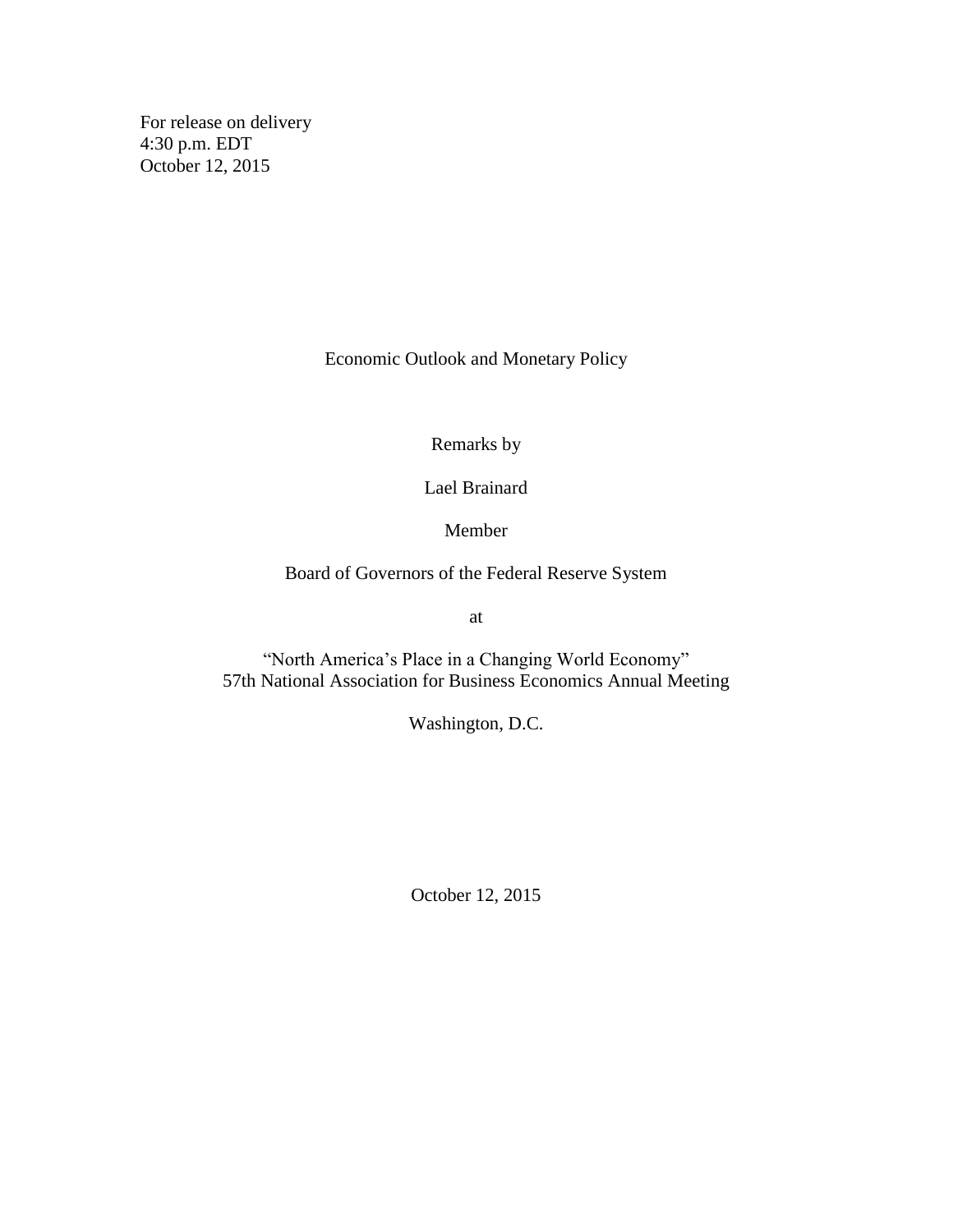For release on delivery
4:30 p.m. EDT
October 12, 2015

# Economic Outlook and Monetary Policy

Remarks by

Lael Brainard

Member

Board of Governors of the Federal Reserve System

at

"North America's Place in a Changing World Economy"
57th National Association for Business Economics Annual Meeting

Washington, D.C.

October 12, 2015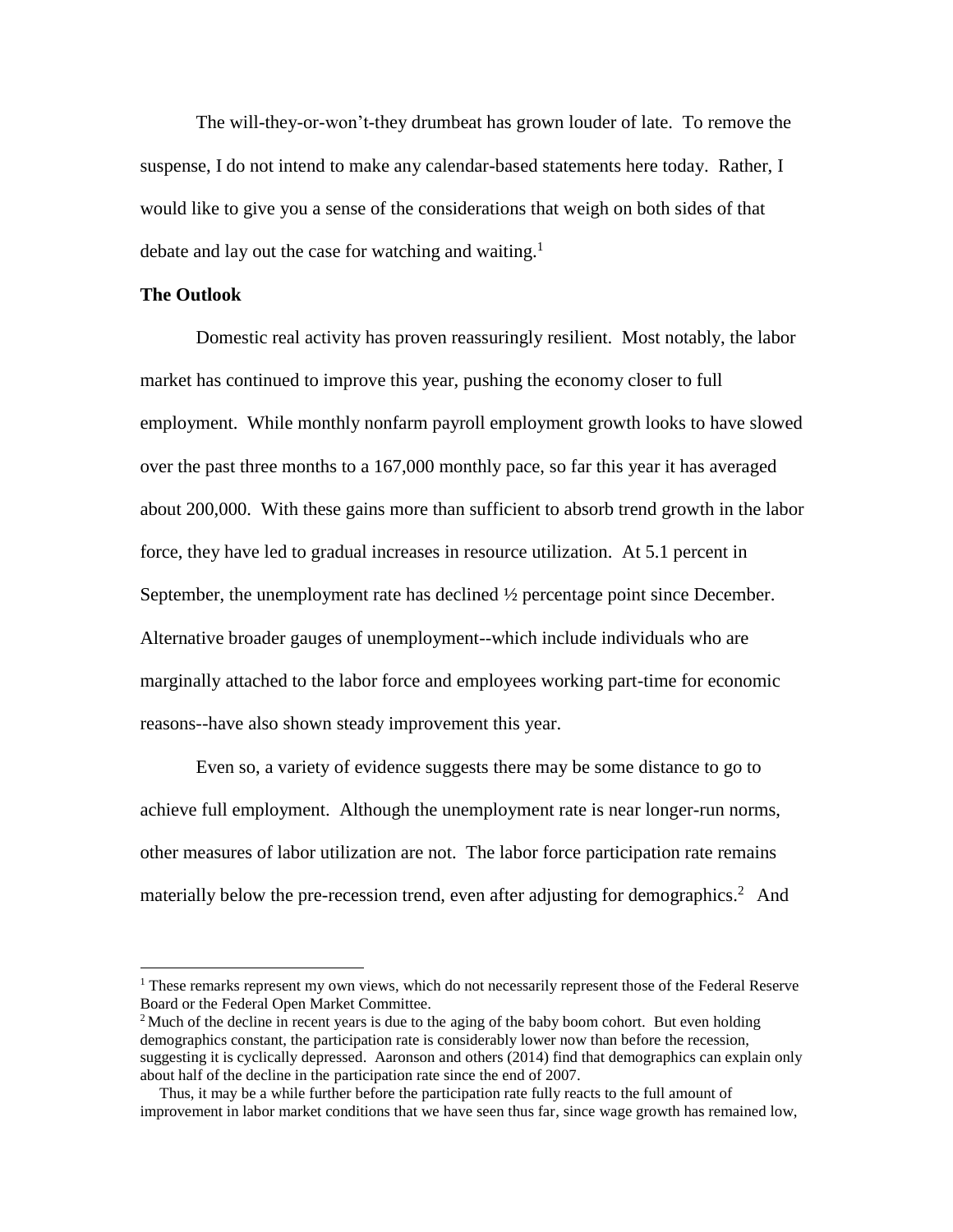The will-they-or-won't-they drumbeat has grown louder of late. To remove the suspense, I do not intend to make any calendar-based statements here today. Rather, I would like to give you a sense of the considerations that weigh on both sides of that debate and lay out the case for watching and waiting.[1]

**The Outlook**

Domestic real activity has proven reassuringly resilient. Most notably, the labor market has continued to improve this year, pushing the economy closer to full employment. While monthly nonfarm payroll employment growth looks to have slowed over the past three months to a 167,000 monthly pace, so far this year it has averaged about 200,000. With these gains more than sufficient to absorb trend growth in the labor force, they have led to gradual increases in resource utilization. At 5.1 percent in September, the unemployment rate has declined ½ percentage point since December. Alternative broader gauges of unemployment--which include individuals who are marginally attached to the labor force and employees working part-time for economic reasons--have also shown steady improvement this year.

Even so, a variety of evidence suggests there may be some distance to go to achieve full employment. Although the unemployment rate is near longer-run norms, other measures of labor utilization are not. The labor force participation rate remains materially below the pre-recession trend, even after adjusting for demographics.[2] And

---

[1] These remarks represent my own views, which do not necessarily represent those of the Federal Reserve Board or the Federal Open Market Committee.

[2] Much of the decline in recent years is due to the aging of the baby boom cohort. But even holding demographics constant, the participation rate is considerably lower now than before the recession, suggesting it is cyclically depressed. Aaronson and others (2014) find that demographics can explain only about half of the decline in the participation rate since the end of 2007.

Thus, it may be a while further before the participation rate fully reacts to the full amount of improvement in labor market conditions that we have seen thus far, since wage growth has remained low,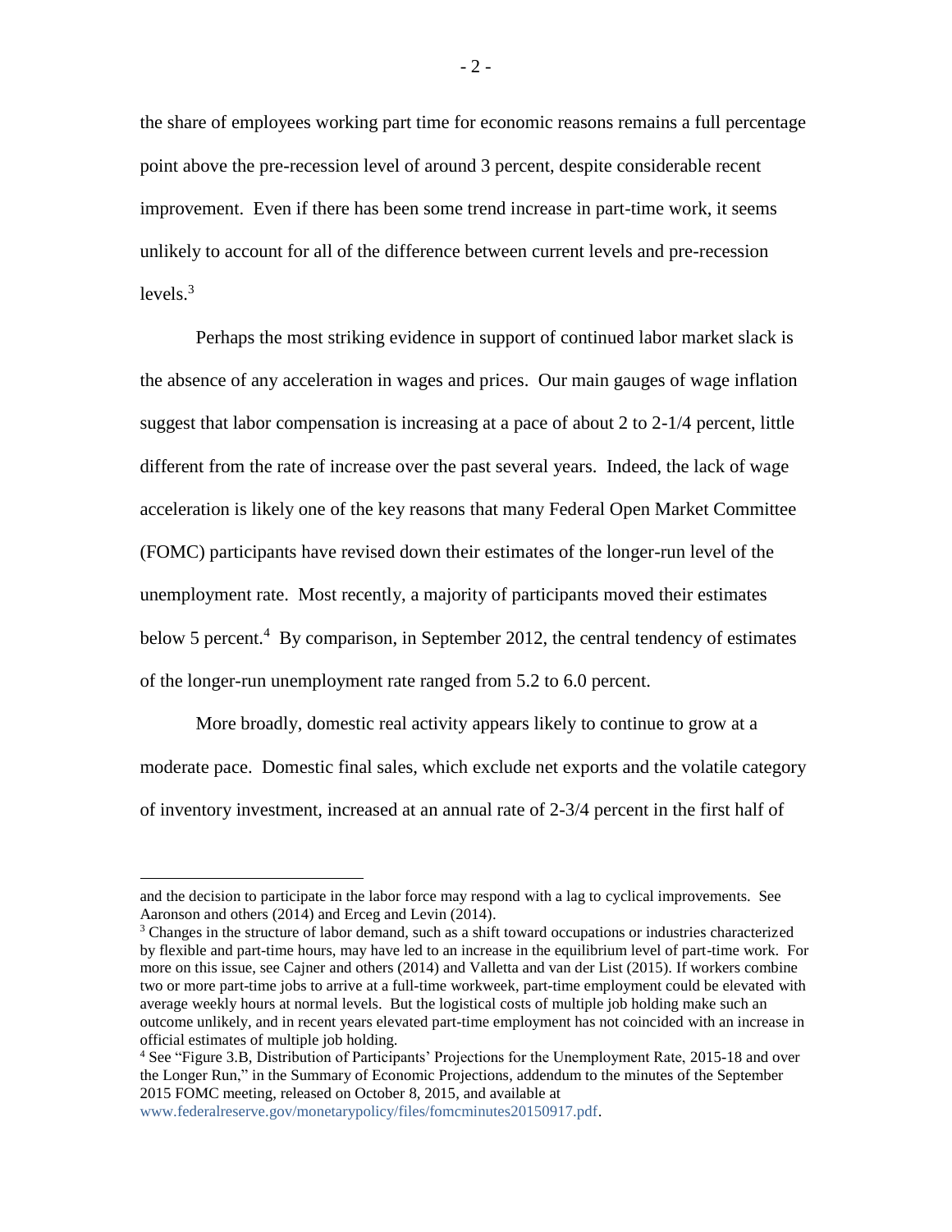the share of employees working part time for economic reasons remains a full percentage point above the pre-recession level of around 3 percent, despite considerable recent improvement. Even if there has been some trend increase in part-time work, it seems unlikely to account for all of the difference between current levels and pre-recession levels.[3]

Perhaps the most striking evidence in support of continued labor market slack is the absence of any acceleration in wages and prices. Our main gauges of wage inflation suggest that labor compensation is increasing at a pace of about 2 to 2-1/4 percent, little different from the rate of increase over the past several years. Indeed, the lack of wage acceleration is likely one of the key reasons that many Federal Open Market Committee (FOMC) participants have revised down their estimates of the longer-run level of the unemployment rate. Most recently, a majority of participants moved their estimates below 5 percent.[4] By comparison, in September 2012, the central tendency of estimates of the longer-run unemployment rate ranged from 5.2 to 6.0 percent.

More broadly, domestic real activity appears likely to continue to grow at a moderate pace. Domestic final sales, which exclude net exports and the volatile category of inventory investment, increased at an annual rate of 2-3/4 percent in the first half of

---

and the decision to participate in the labor force may respond with a lag to cyclical improvements. See Aaronson and others (2014) and Erceg and Levin (2014).

[3] Changes in the structure of labor demand, such as a shift toward occupations or industries characterized by flexible and part-time hours, may have led to an increase in the equilibrium level of part-time work. For more on this issue, see Cajner and others (2014) and Valletta and van der List (2015). If workers combine two or more part-time jobs to arrive at a full-time workweek, part-time employment could be elevated with average weekly hours at normal levels. But the logistical costs of multiple job holding make such an outcome unlikely, and in recent years elevated part-time employment has not coincided with an increase in official estimates of multiple job holding.

[4] See "Figure 3.B, Distribution of Participants' Projections for the Unemployment Rate, 2015-18 and over the Longer Run," in the Summary of Economic Projections, addendum to the minutes of the September 2015 FOMC meeting, released on October 8, 2015, and available at www.federalreserve.gov/monetarypolicy/files/fomcminutes20150917.pdf.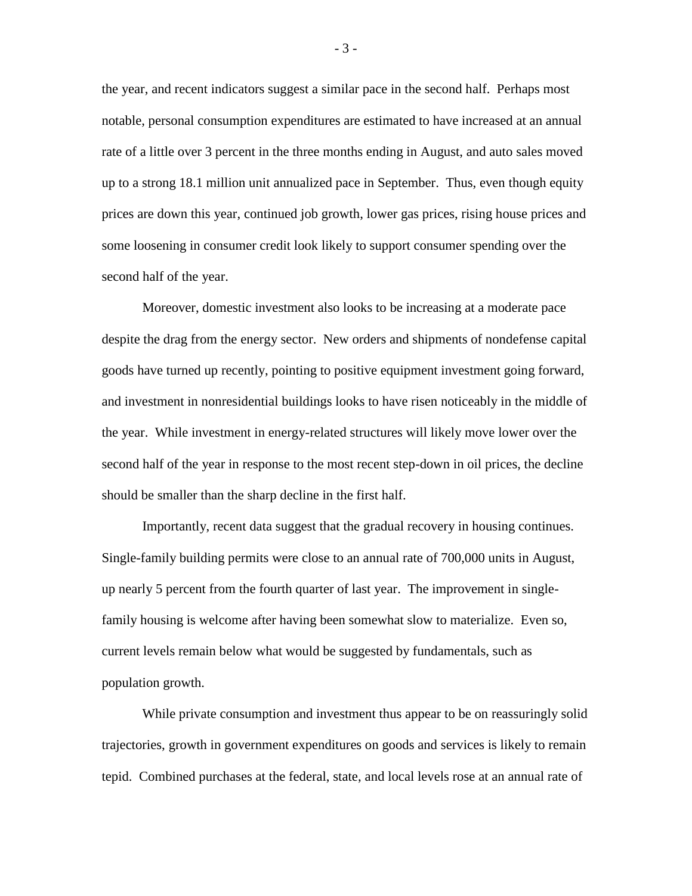the year, and recent indicators suggest a similar pace in the second half. Perhaps most notable, personal consumption expenditures are estimated to have increased at an annual rate of a little over 3 percent in the three months ending in August, and auto sales moved up to a strong 18.1 million unit annualized pace in September. Thus, even though equity prices are down this year, continued job growth, lower gas prices, rising house prices and some loosening in consumer credit look likely to support consumer spending over the second half of the year.

Moreover, domestic investment also looks to be increasing at a moderate pace despite the drag from the energy sector. New orders and shipments of nondefense capital goods have turned up recently, pointing to positive equipment investment going forward, and investment in nonresidential buildings looks to have risen noticeably in the middle of the year. While investment in energy-related structures will likely move lower over the second half of the year in response to the most recent step-down in oil prices, the decline should be smaller than the sharp decline in the first half.

Importantly, recent data suggest that the gradual recovery in housing continues. Single-family building permits were close to an annual rate of 700,000 units in August, up nearly 5 percent from the fourth quarter of last year. The improvement in single-family housing is welcome after having been somewhat slow to materialize. Even so, current levels remain below what would be suggested by fundamentals, such as population growth.

While private consumption and investment thus appear to be on reassuringly solid trajectories, growth in government expenditures on goods and services is likely to remain tepid. Combined purchases at the federal, state, and local levels rose at an annual rate of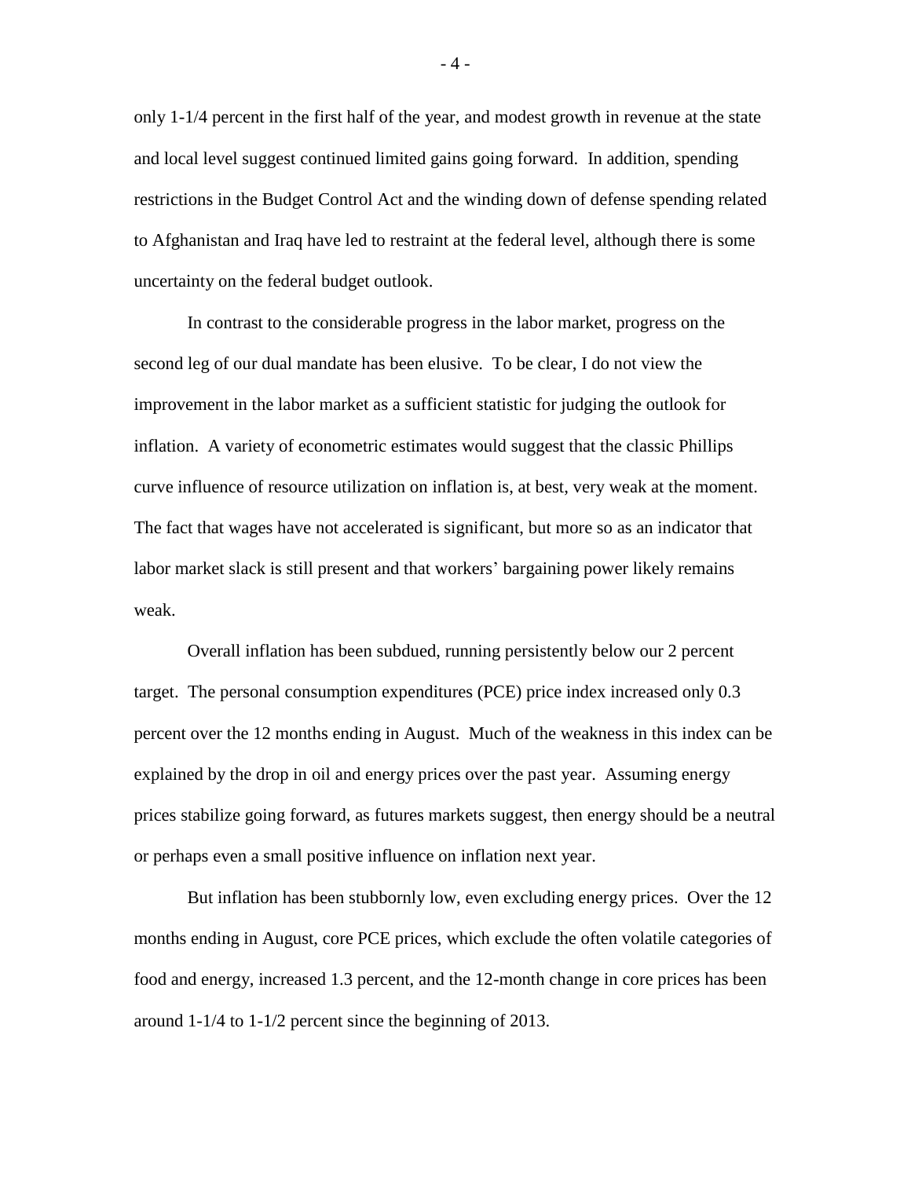only 1-1/4 percent in the first half of the year, and modest growth in revenue at the state and local level suggest continued limited gains going forward. In addition, spending restrictions in the Budget Control Act and the winding down of defense spending related to Afghanistan and Iraq have led to restraint at the federal level, although there is some uncertainty on the federal budget outlook.

In contrast to the considerable progress in the labor market, progress on the second leg of our dual mandate has been elusive. To be clear, I do not view the improvement in the labor market as a sufficient statistic for judging the outlook for inflation. A variety of econometric estimates would suggest that the classic Phillips curve influence of resource utilization on inflation is, at best, very weak at the moment. The fact that wages have not accelerated is significant, but more so as an indicator that labor market slack is still present and that workers' bargaining power likely remains weak.

Overall inflation has been subdued, running persistently below our 2 percent target. The personal consumption expenditures (PCE) price index increased only 0.3 percent over the 12 months ending in August. Much of the weakness in this index can be explained by the drop in oil and energy prices over the past year. Assuming energy prices stabilize going forward, as futures markets suggest, then energy should be a neutral or perhaps even a small positive influence on inflation next year.

But inflation has been stubbornly low, even excluding energy prices. Over the 12 months ending in August, core PCE prices, which exclude the often volatile categories of food and energy, increased 1.3 percent, and the 12-month change in core prices has been around 1-1/4 to 1-1/2 percent since the beginning of 2013.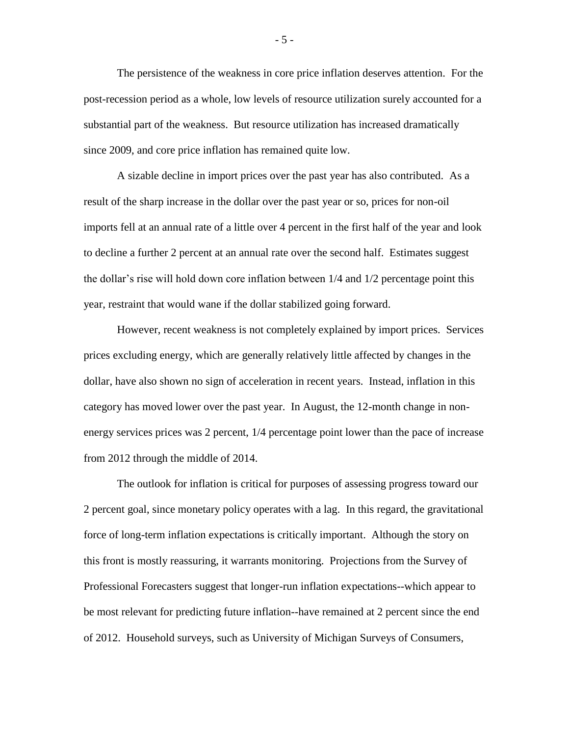The persistence of the weakness in core price inflation deserves attention. For the post-recession period as a whole, low levels of resource utilization surely accounted for a substantial part of the weakness. But resource utilization has increased dramatically since 2009, and core price inflation has remained quite low.

A sizable decline in import prices over the past year has also contributed. As a result of the sharp increase in the dollar over the past year or so, prices for non-oil imports fell at an annual rate of a little over 4 percent in the first half of the year and look to decline a further 2 percent at an annual rate over the second half. Estimates suggest the dollar's rise will hold down core inflation between 1/4 and 1/2 percentage point this year, restraint that would wane if the dollar stabilized going forward.

However, recent weakness is not completely explained by import prices. Services prices excluding energy, which are generally relatively little affected by changes in the dollar, have also shown no sign of acceleration in recent years. Instead, inflation in this category has moved lower over the past year. In August, the 12-month change in non-energy services prices was 2 percent, 1/4 percentage point lower than the pace of increase from 2012 through the middle of 2014.

The outlook for inflation is critical for purposes of assessing progress toward our 2 percent goal, since monetary policy operates with a lag. In this regard, the gravitational force of long-term inflation expectations is critically important. Although the story on this front is mostly reassuring, it warrants monitoring. Projections from the Survey of Professional Forecasters suggest that longer-run inflation expectations--which appear to be most relevant for predicting future inflation--have remained at 2 percent since the end of 2012. Household surveys, such as University of Michigan Surveys of Consumers,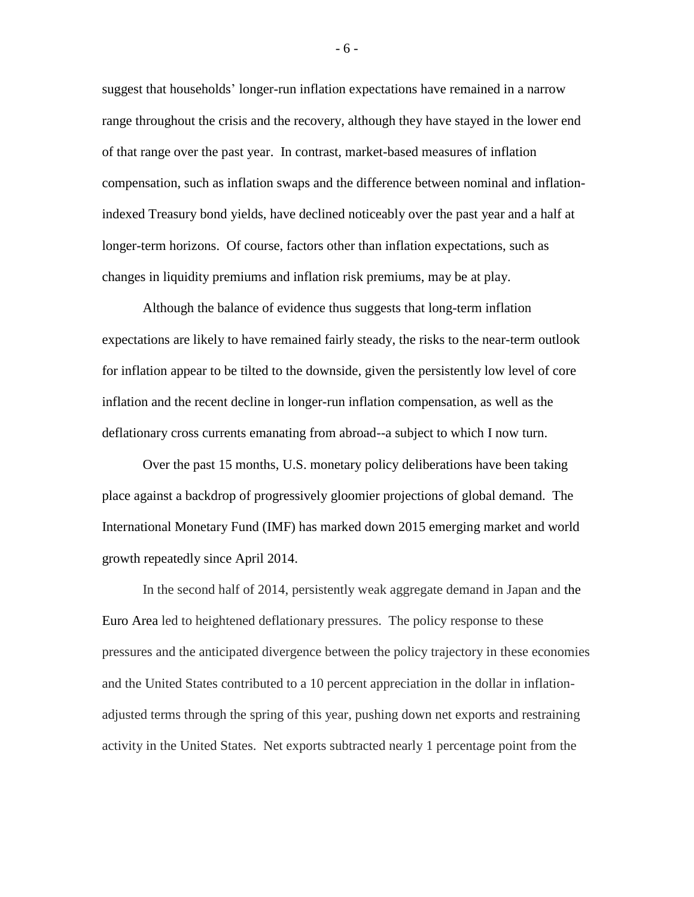suggest that households' longer-run inflation expectations have remained in a narrow range throughout the crisis and the recovery, although they have stayed in the lower end of that range over the past year. In contrast, market-based measures of inflation compensation, such as inflation swaps and the difference between nominal and inflation-indexed Treasury bond yields, have declined noticeably over the past year and a half at longer-term horizons. Of course, factors other than inflation expectations, such as changes in liquidity premiums and inflation risk premiums, may be at play.

Although the balance of evidence thus suggests that long-term inflation expectations are likely to have remained fairly steady, the risks to the near-term outlook for inflation appear to be tilted to the downside, given the persistently low level of core inflation and the recent decline in longer-run inflation compensation, as well as the deflationary cross currents emanating from abroad--a subject to which I now turn.

Over the past 15 months, U.S. monetary policy deliberations have been taking place against a backdrop of progressively gloomier projections of global demand. The International Monetary Fund (IMF) has marked down 2015 emerging market and world growth repeatedly since April 2014.

In the second half of 2014, persistently weak aggregate demand in Japan and the Euro Area led to heightened deflationary pressures. The policy response to these pressures and the anticipated divergence between the policy trajectory in these economies and the United States contributed to a 10 percent appreciation in the dollar in inflation-adjusted terms through the spring of this year, pushing down net exports and restraining activity in the United States. Net exports subtracted nearly 1 percentage point from the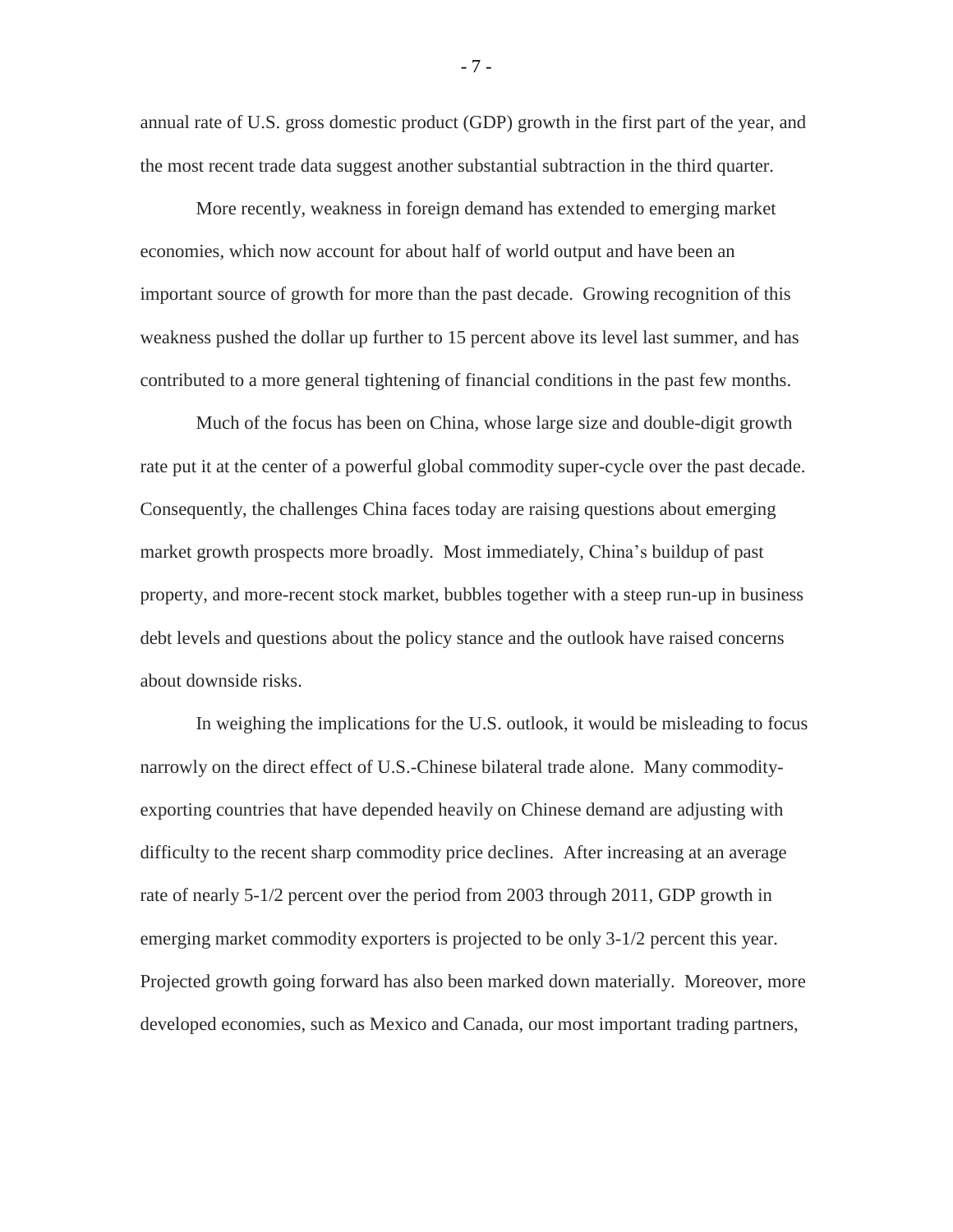annual rate of U.S. gross domestic product (GDP) growth in the first part of the year, and the most recent trade data suggest another substantial subtraction in the third quarter.

More recently, weakness in foreign demand has extended to emerging market economies, which now account for about half of world output and have been an important source of growth for more than the past decade. Growing recognition of this weakness pushed the dollar up further to 15 percent above its level last summer, and has contributed to a more general tightening of financial conditions in the past few months.

Much of the focus has been on China, whose large size and double-digit growth rate put it at the center of a powerful global commodity super-cycle over the past decade. Consequently, the challenges China faces today are raising questions about emerging market growth prospects more broadly. Most immediately, China's buildup of past property, and more-recent stock market, bubbles together with a steep run-up in business debt levels and questions about the policy stance and the outlook have raised concerns about downside risks.

In weighing the implications for the U.S. outlook, it would be misleading to focus narrowly on the direct effect of U.S.-Chinese bilateral trade alone. Many commodity-exporting countries that have depended heavily on Chinese demand are adjusting with difficulty to the recent sharp commodity price declines. After increasing at an average rate of nearly 5-1/2 percent over the period from 2003 through 2011, GDP growth in emerging market commodity exporters is projected to be only 3-1/2 percent this year. Projected growth going forward has also been marked down materially. Moreover, more developed economies, such as Mexico and Canada, our most important trading partners,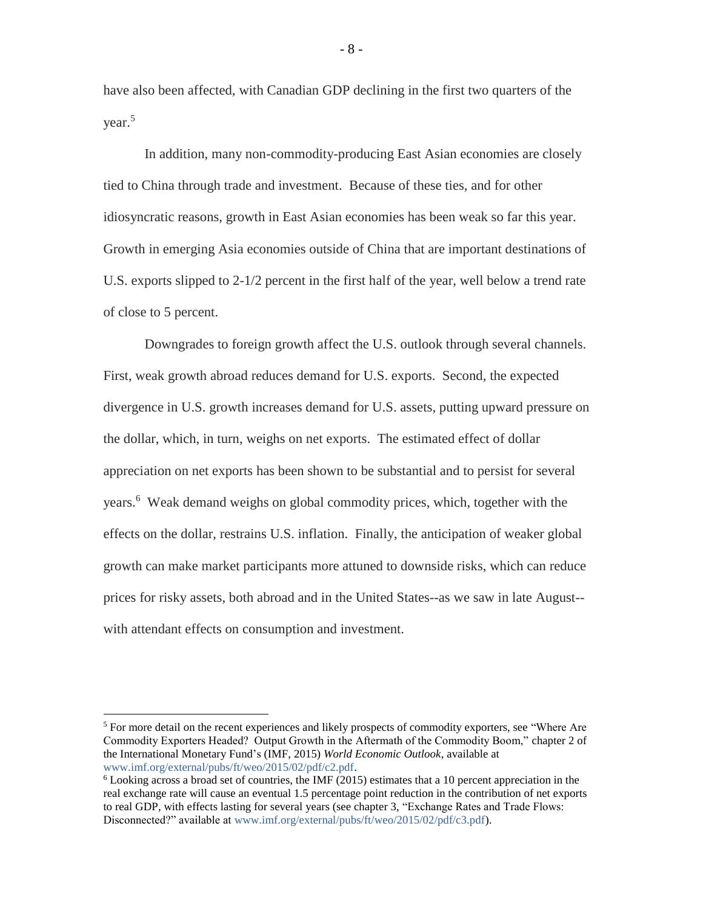have also been affected, with Canadian GDP declining in the first two quarters of the year.[5]

In addition, many non-commodity-producing East Asian economies are closely tied to China through trade and investment. Because of these ties, and for other idiosyncratic reasons, growth in East Asian economies has been weak so far this year. Growth in emerging Asia economies outside of China that are important destinations of U.S. exports slipped to 2-1/2 percent in the first half of the year, well below a trend rate of close to 5 percent.

Downgrades to foreign growth affect the U.S. outlook through several channels. First, weak growth abroad reduces demand for U.S. exports. Second, the expected divergence in U.S. growth increases demand for U.S. assets, putting upward pressure on the dollar, which, in turn, weighs on net exports. The estimated effect of dollar appreciation on net exports has been shown to be substantial and to persist for several years.[6] Weak demand weighs on global commodity prices, which, together with the effects on the dollar, restrains U.S. inflation. Finally, the anticipation of weaker global growth can make market participants more attuned to downside risks, which can reduce prices for risky assets, both abroad and in the United States--as we saw in late August--with attendant effects on consumption and investment.

---

[5] For more detail on the recent experiences and likely prospects of commodity exporters, see "Where Are Commodity Exporters Headed? Output Growth in the Aftermath of the Commodity Boom," chapter 2 of the International Monetary Fund's (IMF, 2015) *World Economic Outlook*, available at www.imf.org/external/pubs/ft/weo/2015/02/pdf/c2.pdf.

[6] Looking across a broad set of countries, the IMF (2015) estimates that a 10 percent appreciation in the real exchange rate will cause an eventual 1.5 percentage point reduction in the contribution of net exports to real GDP, with effects lasting for several years (see chapter 3, "Exchange Rates and Trade Flows: Disconnected?" available at www.imf.org/external/pubs/ft/weo/2015/02/pdf/c3.pdf).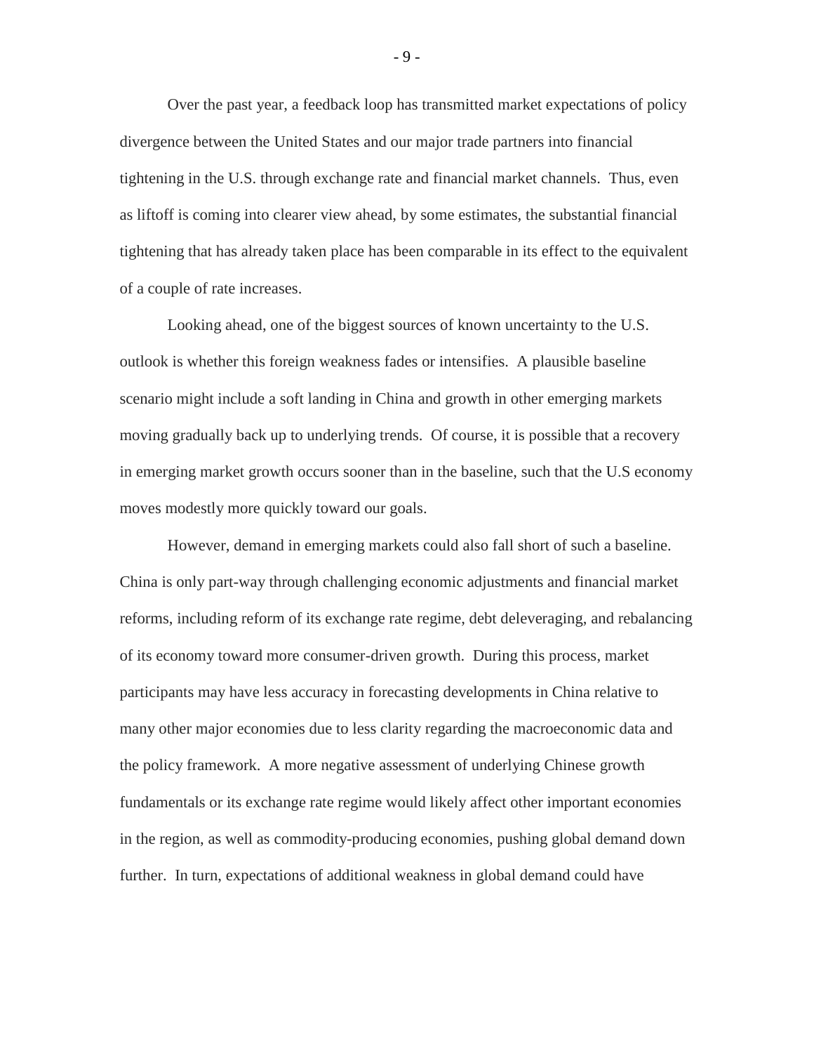Over the past year, a feedback loop has transmitted market expectations of policy divergence between the United States and our major trade partners into financial tightening in the U.S. through exchange rate and financial market channels. Thus, even as liftoff is coming into clearer view ahead, by some estimates, the substantial financial tightening that has already taken place has been comparable in its effect to the equivalent of a couple of rate increases.

Looking ahead, one of the biggest sources of known uncertainty to the U.S. outlook is whether this foreign weakness fades or intensifies. A plausible baseline scenario might include a soft landing in China and growth in other emerging markets moving gradually back up to underlying trends. Of course, it is possible that a recovery in emerging market growth occurs sooner than in the baseline, such that the U.S economy moves modestly more quickly toward our goals.

However, demand in emerging markets could also fall short of such a baseline. China is only part-way through challenging economic adjustments and financial market reforms, including reform of its exchange rate regime, debt deleveraging, and rebalancing of its economy toward more consumer-driven growth. During this process, market participants may have less accuracy in forecasting developments in China relative to many other major economies due to less clarity regarding the macroeconomic data and the policy framework. A more negative assessment of underlying Chinese growth fundamentals or its exchange rate regime would likely affect other important economies in the region, as well as commodity-producing economies, pushing global demand down further. In turn, expectations of additional weakness in global demand could have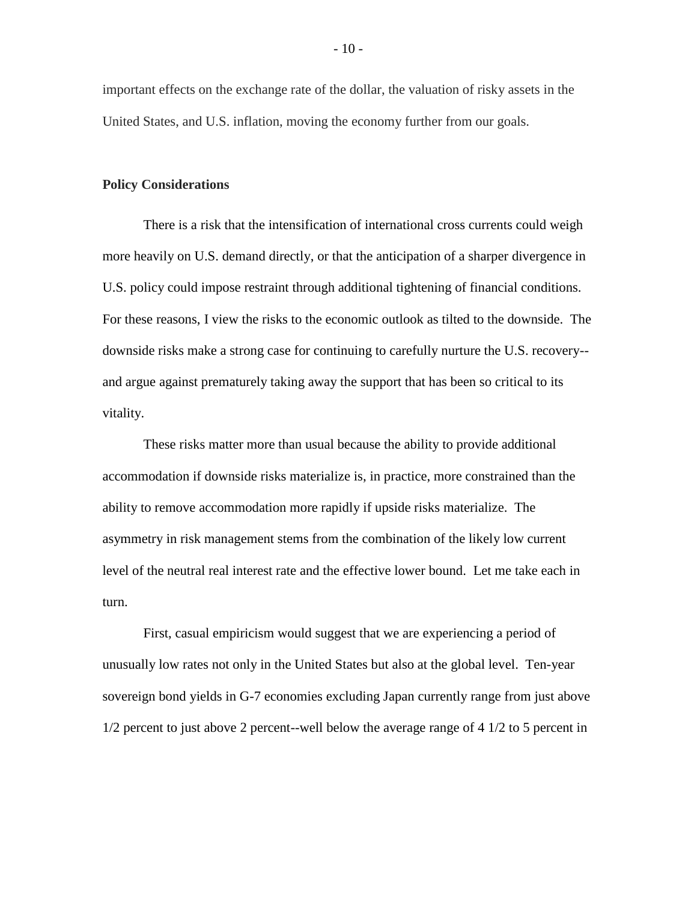important effects on the exchange rate of the dollar, the valuation of risky assets in the United States, and U.S. inflation, moving the economy further from our goals.

**Policy Considerations**

There is a risk that the intensification of international cross currents could weigh more heavily on U.S. demand directly, or that the anticipation of a sharper divergence in U.S. policy could impose restraint through additional tightening of financial conditions. For these reasons, I view the risks to the economic outlook as tilted to the downside. The downside risks make a strong case for continuing to carefully nurture the U.S. recovery--and argue against prematurely taking away the support that has been so critical to its vitality.

These risks matter more than usual because the ability to provide additional accommodation if downside risks materialize is, in practice, more constrained than the ability to remove accommodation more rapidly if upside risks materialize. The asymmetry in risk management stems from the combination of the likely low current level of the neutral real interest rate and the effective lower bound. Let me take each in turn.

First, casual empiricism would suggest that we are experiencing a period of unusually low rates not only in the United States but also at the global level. Ten-year sovereign bond yields in G-7 economies excluding Japan currently range from just above 1/2 percent to just above 2 percent--well below the average range of 4 1/2 to 5 percent in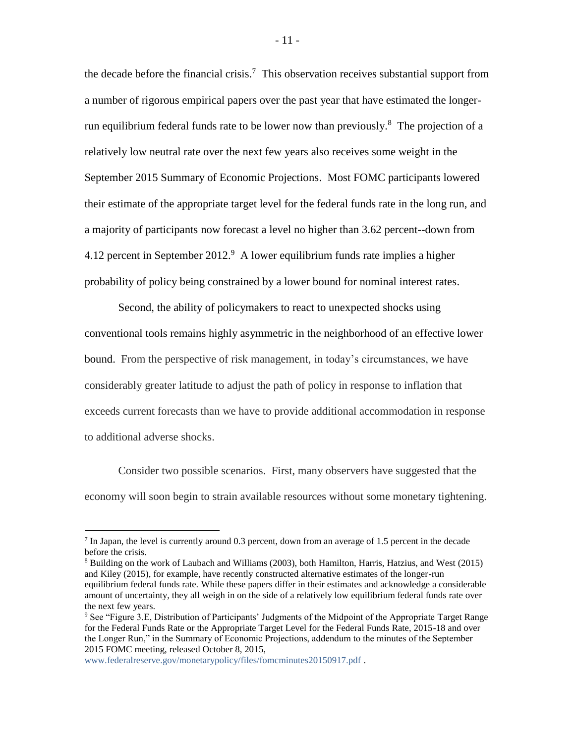the decade before the financial crisis.[7] This observation receives substantial support from a number of rigorous empirical papers over the past year that have estimated the longer-run equilibrium federal funds rate to be lower now than previously.[8] The projection of a relatively low neutral rate over the next few years also receives some weight in the September 2015 Summary of Economic Projections. Most FOMC participants lowered their estimate of the appropriate target level for the federal funds rate in the long run, and a majority of participants now forecast a level no higher than 3.62 percent--down from 4.12 percent in September 2012.[9] A lower equilibrium funds rate implies a higher probability of policy being constrained by a lower bound for nominal interest rates.

Second, the ability of policymakers to react to unexpected shocks using conventional tools remains highly asymmetric in the neighborhood of an effective lower bound. From the perspective of risk management, in today's circumstances, we have considerably greater latitude to adjust the path of policy in response to inflation that exceeds current forecasts than we have to provide additional accommodation in response to additional adverse shocks.

Consider two possible scenarios. First, many observers have suggested that the economy will soon begin to strain available resources without some monetary tightening.

---

[7] In Japan, the level is currently around 0.3 percent, down from an average of 1.5 percent in the decade before the crisis.

[8] Building on the work of Laubach and Williams (2003), both Hamilton, Harris, Hatzius, and West (2015) and Kiley (2015), for example, have recently constructed alternative estimates of the longer-run equilibrium federal funds rate. While these papers differ in their estimates and acknowledge a considerable amount of uncertainty, they all weigh in on the side of a relatively low equilibrium federal funds rate over the next few years.

[9] See "Figure 3.E, Distribution of Participants' Judgments of the Midpoint of the Appropriate Target Range for the Federal Funds Rate or the Appropriate Target Level for the Federal Funds Rate, 2015-18 and over the Longer Run," in the Summary of Economic Projections, addendum to the minutes of the September 2015 FOMC meeting, released October 8, 2015, www.federalreserve.gov/monetarypolicy/files/fomcminutes20150917.pdf .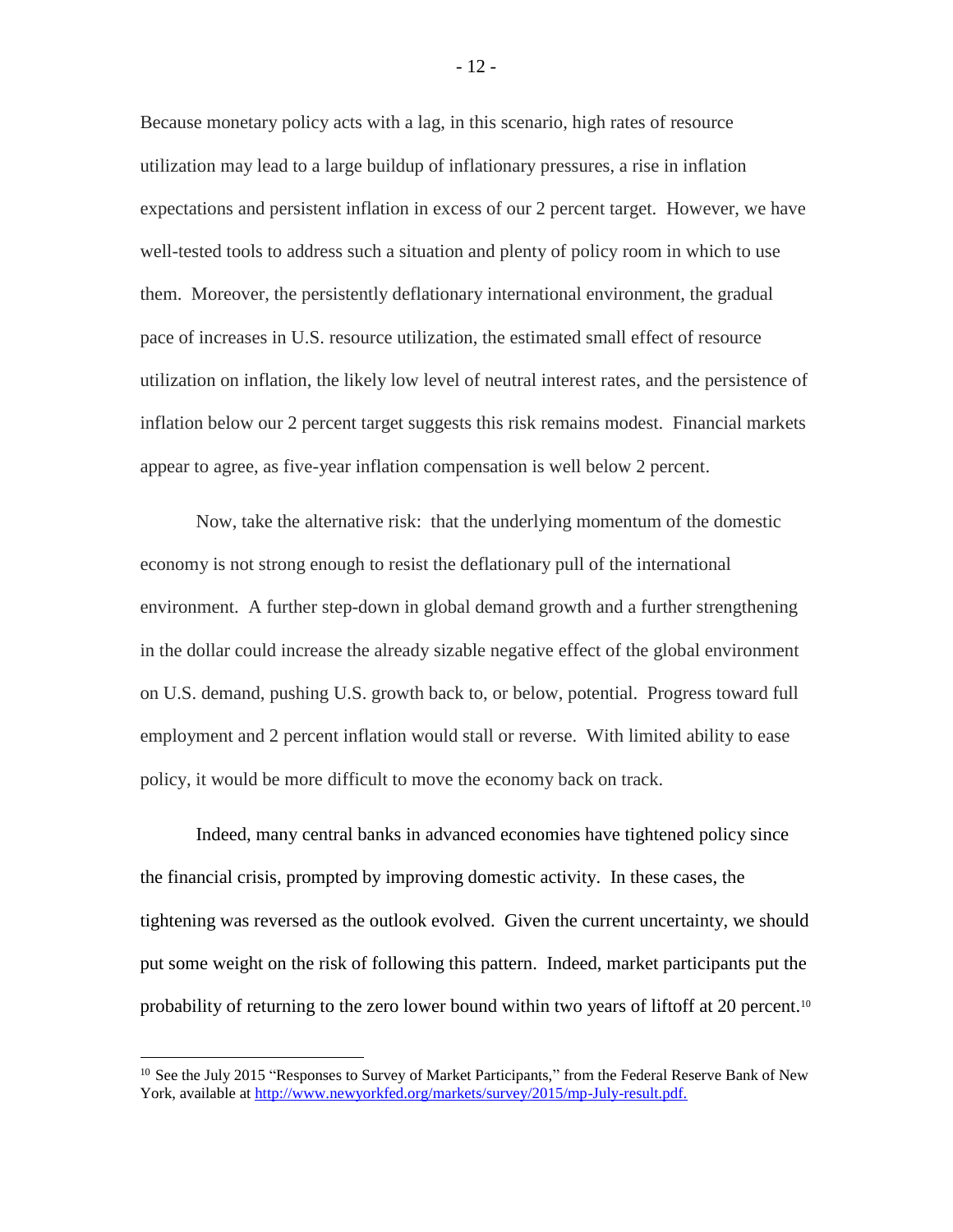Because monetary policy acts with a lag, in this scenario, high rates of resource utilization may lead to a large buildup of inflationary pressures, a rise in inflation expectations and persistent inflation in excess of our 2 percent target. However, we have well-tested tools to address such a situation and plenty of policy room in which to use them. Moreover, the persistently deflationary international environment, the gradual pace of increases in U.S. resource utilization, the estimated small effect of resource utilization on inflation, the likely low level of neutral interest rates, and the persistence of inflation below our 2 percent target suggests this risk remains modest. Financial markets appear to agree, as five-year inflation compensation is well below 2 percent.

Now, take the alternative risk: that the underlying momentum of the domestic economy is not strong enough to resist the deflationary pull of the international environment. A further step-down in global demand growth and a further strengthening in the dollar could increase the already sizable negative effect of the global environment on U.S. demand, pushing U.S. growth back to, or below, potential. Progress toward full employment and 2 percent inflation would stall or reverse. With limited ability to ease policy, it would be more difficult to move the economy back on track.

Indeed, many central banks in advanced economies have tightened policy since the financial crisis, prompted by improving domestic activity. In these cases, the tightening was reversed as the outlook evolved. Given the current uncertainty, we should put some weight on the risk of following this pattern. Indeed, market participants put the probability of returning to the zero lower bound within two years of liftoff at 20 percent.[10]

---

[10] See the July 2015 "Responses to Survey of Market Participants," from the Federal Reserve Bank of New York, available at http://www.newyorkfed.org/markets/survey/2015/mp-July-result.pdf.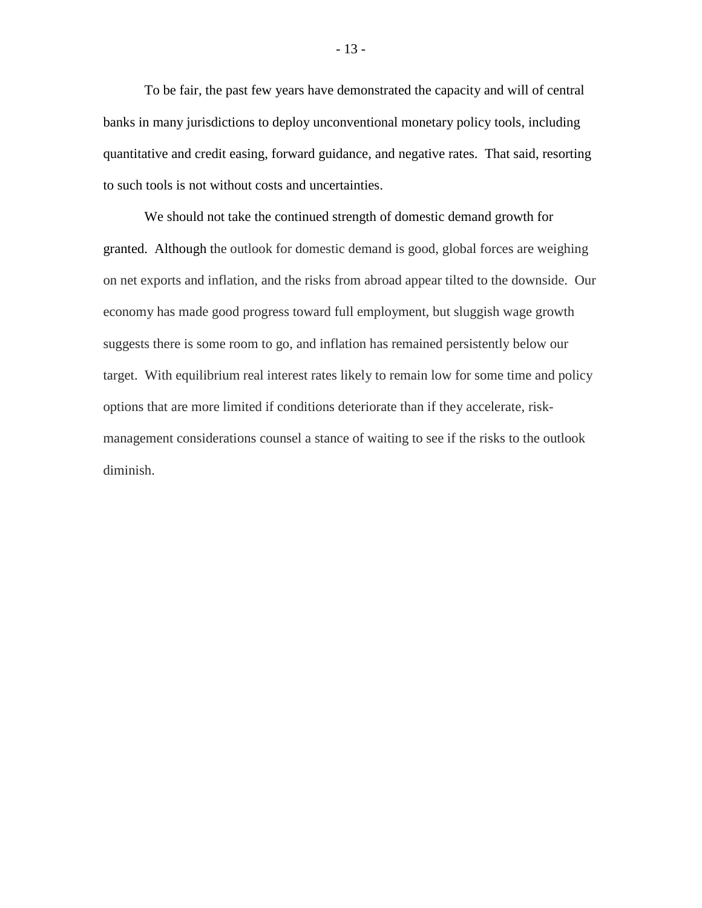To be fair, the past few years have demonstrated the capacity and will of central banks in many jurisdictions to deploy unconventional monetary policy tools, including quantitative and credit easing, forward guidance, and negative rates. That said, resorting to such tools is not without costs and uncertainties.

We should not take the continued strength of domestic demand growth for granted. Although the outlook for domestic demand is good, global forces are weighing on net exports and inflation, and the risks from abroad appear tilted to the downside. Our economy has made good progress toward full employment, but sluggish wage growth suggests there is some room to go, and inflation has remained persistently below our target. With equilibrium real interest rates likely to remain low for some time and policy options that are more limited if conditions deteriorate than if they accelerate, risk-management considerations counsel a stance of waiting to see if the risks to the outlook diminish.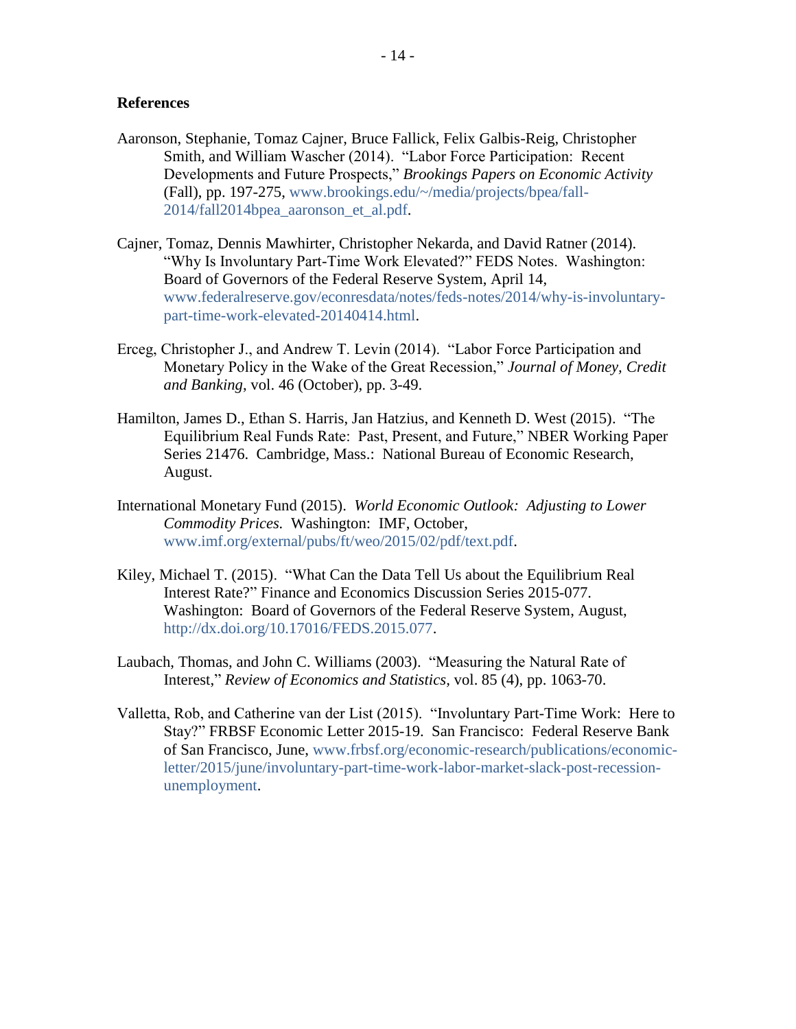**References**

Aaronson, Stephanie, Tomaz Cajner, Bruce Fallick, Felix Galbis-Reig, Christopher Smith, and William Wascher (2014). "Labor Force Participation: Recent Developments and Future Prospects," *Brookings Papers on Economic Activity* (Fall), pp. 197-275, www.brookings.edu/~/media/projects/bpea/fall-2014/fall2014bpea_aaronson_et_al.pdf.

Cajner, Tomaz, Dennis Mawhirter, Christopher Nekarda, and David Ratner (2014). "Why Is Involuntary Part-Time Work Elevated?" FEDS Notes. Washington: Board of Governors of the Federal Reserve System, April 14, www.federalreserve.gov/econresdata/notes/feds-notes/2014/why-is-involuntary-part-time-work-elevated-20140414.html.

Erceg, Christopher J., and Andrew T. Levin (2014). "Labor Force Participation and Monetary Policy in the Wake of the Great Recession," *Journal of Money, Credit and Banking*, vol. 46 (October), pp. 3-49.

Hamilton, James D., Ethan S. Harris, Jan Hatzius, and Kenneth D. West (2015). "The Equilibrium Real Funds Rate: Past, Present, and Future," NBER Working Paper Series 21476. Cambridge, Mass.: National Bureau of Economic Research, August.

International Monetary Fund (2015). *World Economic Outlook: Adjusting to Lower Commodity Prices.* Washington: IMF, October, www.imf.org/external/pubs/ft/weo/2015/02/pdf/text.pdf.

Kiley, Michael T. (2015). "What Can the Data Tell Us about the Equilibrium Real Interest Rate?" Finance and Economics Discussion Series 2015-077. Washington: Board of Governors of the Federal Reserve System, August, http://dx.doi.org/10.17016/FEDS.2015.077.

Laubach, Thomas, and John C. Williams (2003). "Measuring the Natural Rate of Interest," *Review of Economics and Statistics*, vol. 85 (4), pp. 1063-70.

Valletta, Rob, and Catherine van der List (2015). "Involuntary Part-Time Work: Here to Stay?" FRBSF Economic Letter 2015-19. San Francisco: Federal Reserve Bank of San Francisco, June, www.frbsf.org/economic-research/publications/economic-letter/2015/june/involuntary-part-time-work-labor-market-slack-post-recession-unemployment.